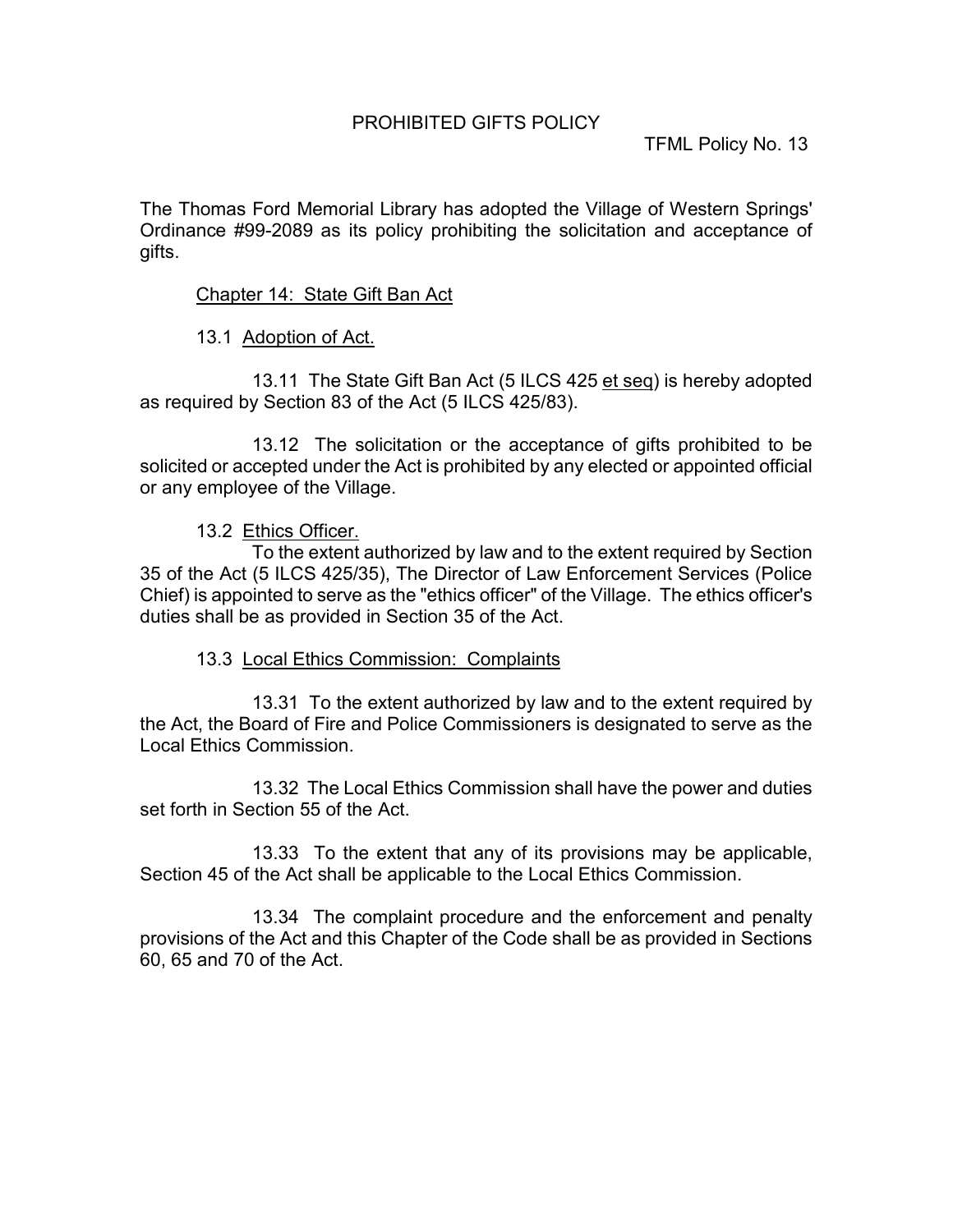# PROHIBITED GIFTS POLICY

TFML Policy No. 13

The Thomas Ford Memorial Library has adopted the Village of Western Springs' Ordinance #99-2089 as its policy prohibiting the solicitation and acceptance of gifts.

## Chapter 14: State Gift Ban Act

### 13.1 Adoption of Act.

13.11 The State Gift Ban Act (5 ILCS 425 et seq) is hereby adopted as required by Section 83 of the Act (5 ILCS 425/83).

13.12 The solicitation or the acceptance of gifts prohibited to be solicited or accepted under the Act is prohibited by any elected or appointed official or any employee of the Village.

### 13.2 Ethics Officer.

To the extent authorized by law and to the extent required by Section 35 of the Act (5 ILCS 425/35), The Director of Law Enforcement Services (Police Chief) is appointed to serve as the "ethics officer" of the Village. The ethics officer's duties shall be as provided in Section 35 of the Act.

### 13.3 Local Ethics Commission: Complaints

13.31 To the extent authorized by law and to the extent required by the Act, the Board of Fire and Police Commissioners is designated to serve as the Local Ethics Commission.

13.32 The Local Ethics Commission shall have the power and duties set forth in Section 55 of the Act.

13.33 To the extent that any of its provisions may be applicable, Section 45 of the Act shall be applicable to the Local Ethics Commission.

13.34 The complaint procedure and the enforcement and penalty provisions of the Act and this Chapter of the Code shall be as provided in Sections 60, 65 and 70 of the Act.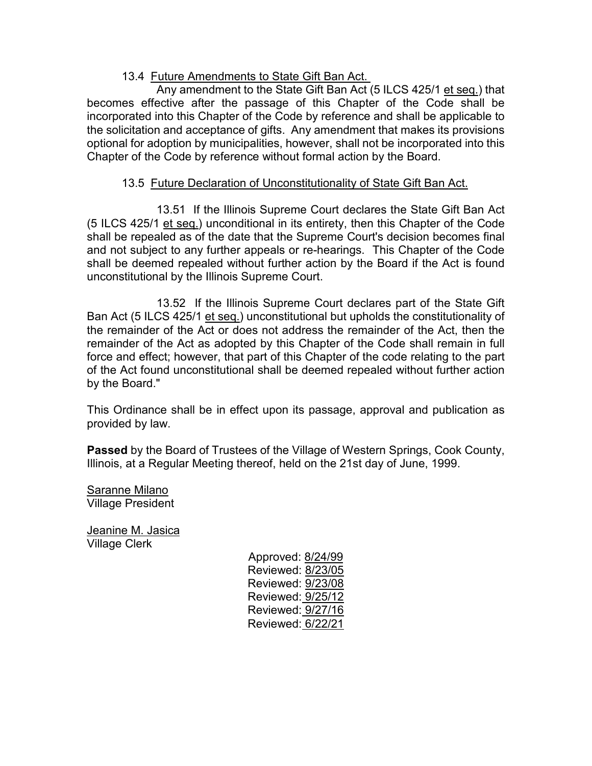13.4 Future Amendments to State Gift Ban Act.

Any amendment to the State Gift Ban Act (5 ILCS 425/1 et seq.) that becomes effective after the passage of this Chapter of the Code shall be incorporated into this Chapter of the Code by reference and shall be applicable to the solicitation and acceptance of gifts. Any amendment that makes its provisions optional for adoption by municipalities, however, shall not be incorporated into this Chapter of the Code by reference without formal action by the Board.

13.5 Future Declaration of Unconstitutionality of State Gift Ban Act.

13.51 If the Illinois Supreme Court declares the State Gift Ban Act (5 ILCS 425/1 et seq.) unconditional in its entirety, then this Chapter of the Code shall be repealed as of the date that the Supreme Court's decision becomes final and not subject to any further appeals or re-hearings. This Chapter of the Code shall be deemed repealed without further action by the Board if the Act is found unconstitutional by the Illinois Supreme Court.

13.52 If the Illinois Supreme Court declares part of the State Gift Ban Act (5 ILCS 425/1 et seq.) unconstitutional but upholds the constitutionality of the remainder of the Act or does not address the remainder of the Act, then the remainder of the Act as adopted by this Chapter of the Code shall remain in full force and effect; however, that part of this Chapter of the code relating to the part of the Act found unconstitutional shall be deemed repealed without further action by the Board."

This Ordinance shall be in effect upon its passage, approval and publication as provided by law.

**Passed** by the Board of Trustees of the Village of Western Springs, Cook County, Illinois, at a Regular Meeting thereof, held on the 21st day of June, 1999.

Saranne Milano
Village President

Jeanine M. Jasica
Village Clerk

Approved: 8/24/99
Reviewed: 8/23/05
Reviewed: 9/23/08
Reviewed: 9/25/12
Reviewed: 9/27/16
Reviewed: 6/22/21